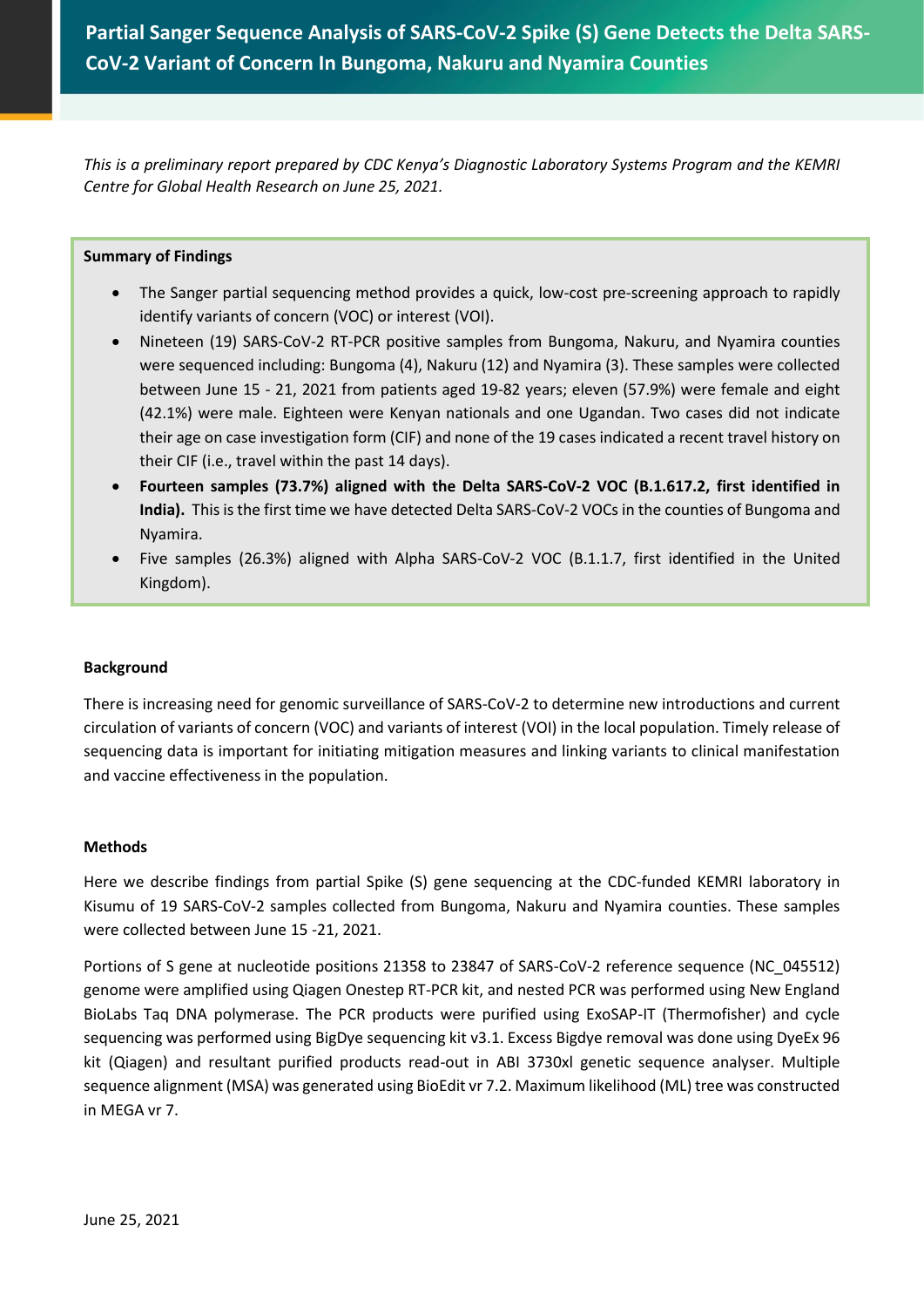# Partial Sanger Sequence Analysis of SARS-CoV-2 Spike (S) Gene Detects the Delta SARS-CoV-2 Variant of Concern In Bungoma, Nakuru and Nyamira Counties

*This is a preliminary report prepared by CDC Kenya's Diagnostic Laboratory Systems Program and the KEMRI Centre for Global Health Research on June 25, 2021.*

**Summary of Findings**

- The Sanger partial sequencing method provides a quick, low-cost pre-screening approach to rapidly identify variants of concern (VOC) or interest (VOI).
- Nineteen (19) SARS-CoV-2 RT-PCR positive samples from Bungoma, Nakuru, and Nyamira counties were sequenced including: Bungoma (4), Nakuru (12) and Nyamira (3). These samples were collected between June 15 - 21, 2021 from patients aged 19-82 years; eleven (57.9%) were female and eight (42.1%) were male. Eighteen were Kenyan nationals and one Ugandan. Two cases did not indicate their age on case investigation form (CIF) and none of the 19 cases indicated a recent travel history on their CIF (i.e., travel within the past 14 days).
- **Fourteen samples (73.7%) aligned with the Delta SARS-CoV-2 VOC (B.1.617.2, first identified in India).** This is the first time we have detected Delta SARS-CoV-2 VOCs in the counties of Bungoma and Nyamira.
- Five samples (26.3%) aligned with Alpha SARS-CoV-2 VOC (B.1.1.7, first identified in the United Kingdom).

## Background

There is increasing need for genomic surveillance of SARS-CoV-2 to determine new introductions and current circulation of variants of concern (VOC) and variants of interest (VOI) in the local population. Timely release of sequencing data is important for initiating mitigation measures and linking variants to clinical manifestation and vaccine effectiveness in the population.

## Methods

Here we describe findings from partial Spike (S) gene sequencing at the CDC-funded KEMRI laboratory in Kisumu of 19 SARS-CoV-2 samples collected from Bungoma, Nakuru and Nyamira counties. These samples were collected between June 15 -21, 2021.

Portions of S gene at nucleotide positions 21358 to 23847 of SARS-CoV-2 reference sequence (NC_045512) genome were amplified using Qiagen Onestep RT-PCR kit, and nested PCR was performed using New England BioLabs Taq DNA polymerase. The PCR products were purified using ExoSAP-IT (Thermofisher) and cycle sequencing was performed using BigDye sequencing kit v3.1. Excess Bigdye removal was done using DyeEx 96 kit (Qiagen) and resultant purified products read-out in ABI 3730xl genetic sequence analyser. Multiple sequence alignment (MSA) was generated using BioEdit vr 7.2. Maximum likelihood (ML) tree was constructed in MEGA vr 7.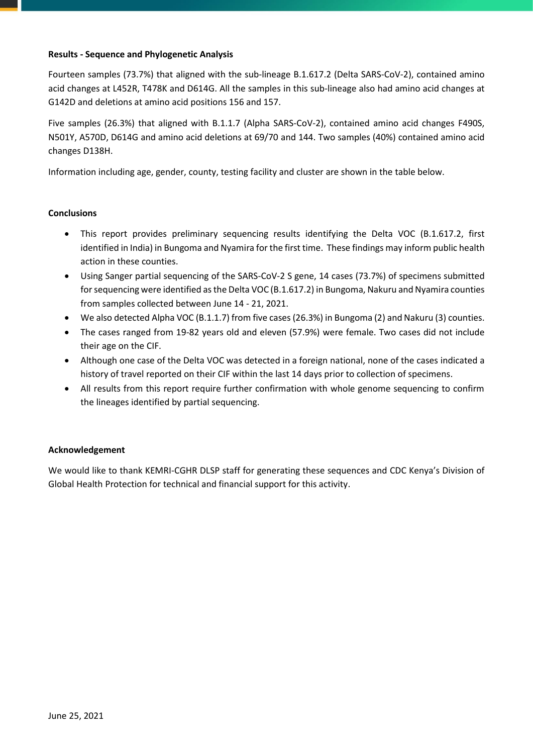**Results - Sequence and Phylogenetic Analysis**

Fourteen samples (73.7%) that aligned with the sub-lineage B.1.617.2 (Delta SARS-CoV-2), contained amino acid changes at L452R, T478K and D614G. All the samples in this sub-lineage also had amino acid changes at G142D and deletions at amino acid positions 156 and 157.

Five samples (26.3%) that aligned with B.1.1.7 (Alpha SARS-CoV-2), contained amino acid changes F490S, N501Y, A570D, D614G and amino acid deletions at 69/70 and 144. Two samples (40%) contained amino acid changes D138H.

Information including age, gender, county, testing facility and cluster are shown in the table below.

**Conclusions**

- This report provides preliminary sequencing results identifying the Delta VOC (B.1.617.2, first identified in India) in Bungoma and Nyamira for the first time. These findings may inform public health action in these counties.
- Using Sanger partial sequencing of the SARS-CoV-2 S gene, 14 cases (73.7%) of specimens submitted for sequencing were identified as the Delta VOC (B.1.617.2) in Bungoma, Nakuru and Nyamira counties from samples collected between June 14 - 21, 2021.
- We also detected Alpha VOC (B.1.1.7) from five cases (26.3%) in Bungoma (2) and Nakuru (3) counties.
- The cases ranged from 19-82 years old and eleven (57.9%) were female. Two cases did not include their age on the CIF.
- Although one case of the Delta VOC was detected in a foreign national, none of the cases indicated a history of travel reported on their CIF within the last 14 days prior to collection of specimens.
- All results from this report require further confirmation with whole genome sequencing to confirm the lineages identified by partial sequencing.

**Acknowledgement**

We would like to thank KEMRI-CGHR DLSP staff for generating these sequences and CDC Kenya's Division of Global Health Protection for technical and financial support for this activity.

June 25, 2021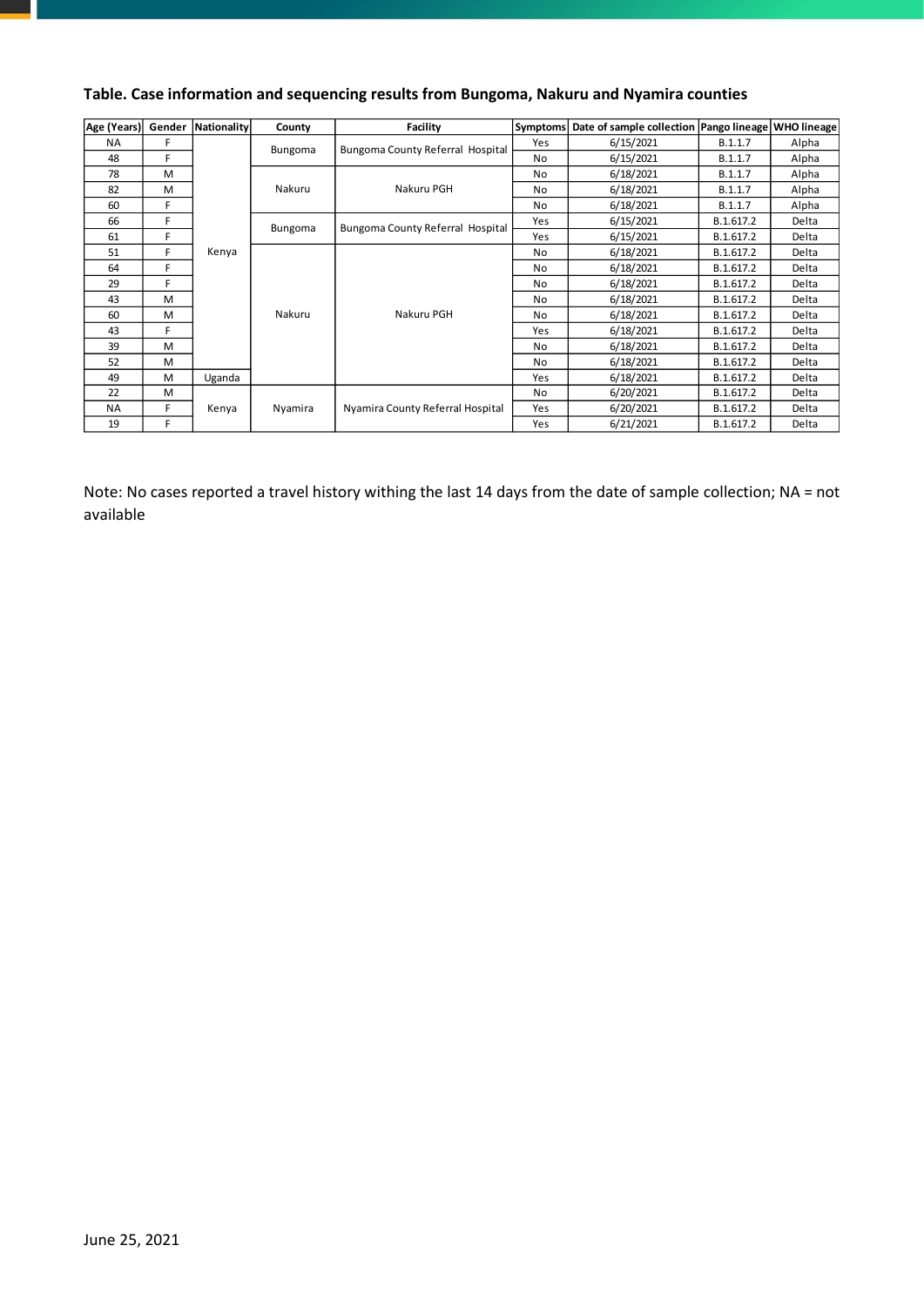**Table. Case information and sequencing results from Bungoma, Nakuru and Nyamira counties**

| Age (Years) | Gender | Nationality | County | Facility | Symptoms | Date of sample collection | Pango lineage | WHO lineage |
|---|---|---|---|---|---|---|---|---|
| NA | F | Kenya | Bungoma | Bungoma County Referral Hospital | Yes | 6/15/2021 | B.1.1.7 | Alpha |
| 48 | F | Kenya | Bungoma | Bungoma County Referral Hospital | No | 6/15/2021 | B.1.1.7 | Alpha |
| 78 | M | Kenya | Nakuru | Nakuru PGH | No | 6/18/2021 | B.1.1.7 | Alpha |
| 82 | M | Kenya | Nakuru | Nakuru PGH | No | 6/18/2021 | B.1.1.7 | Alpha |
| 60 | F | Kenya | Nakuru | Nakuru PGH | No | 6/18/2021 | B.1.1.7 | Alpha |
| 66 | F | Kenya | Bungoma | Bungoma County Referral Hospital | Yes | 6/15/2021 | B.1.617.2 | Delta |
| 61 | F | Kenya | Bungoma | Bungoma County Referral Hospital | Yes | 6/15/2021 | B.1.617.2 | Delta |
| 51 | F | Kenya | Nakuru | Nakuru PGH | No | 6/18/2021 | B.1.617.2 | Delta |
| 64 | F | Kenya | Nakuru | Nakuru PGH | No | 6/18/2021 | B.1.617.2 | Delta |
| 29 | F | Kenya | Nakuru | Nakuru PGH | No | 6/18/2021 | B.1.617.2 | Delta |
| 43 | M | Kenya | Nakuru | Nakuru PGH | No | 6/18/2021 | B.1.617.2 | Delta |
| 60 | M | Kenya | Nakuru | Nakuru PGH | No | 6/18/2021 | B.1.617.2 | Delta |
| 43 | F | Kenya | Nakuru | Nakuru PGH | Yes | 6/18/2021 | B.1.617.2 | Delta |
| 39 | M | Kenya | Nakuru | Nakuru PGH | No | 6/18/2021 | B.1.617.2 | Delta |
| 52 | M | Kenya | Nakuru | Nakuru PGH | No | 6/18/2021 | B.1.617.2 | Delta |
| 49 | M | Uganda | Nakuru | Nakuru PGH | Yes | 6/18/2021 | B.1.617.2 | Delta |
| 22 | M | Kenya | Nyamira | Nyamira County Referral Hospital | No | 6/20/2021 | B.1.617.2 | Delta |
| NA | F | Kenya | Nyamira | Nyamira County Referral Hospital | Yes | 6/20/2021 | B.1.617.2 | Delta |
| 19 | F | Kenya | Nyamira | Nyamira County Referral Hospital | Yes | 6/21/2021 | B.1.617.2 | Delta |

Note: No cases reported a travel history withing the last 14 days from the date of sample collection; NA = not available